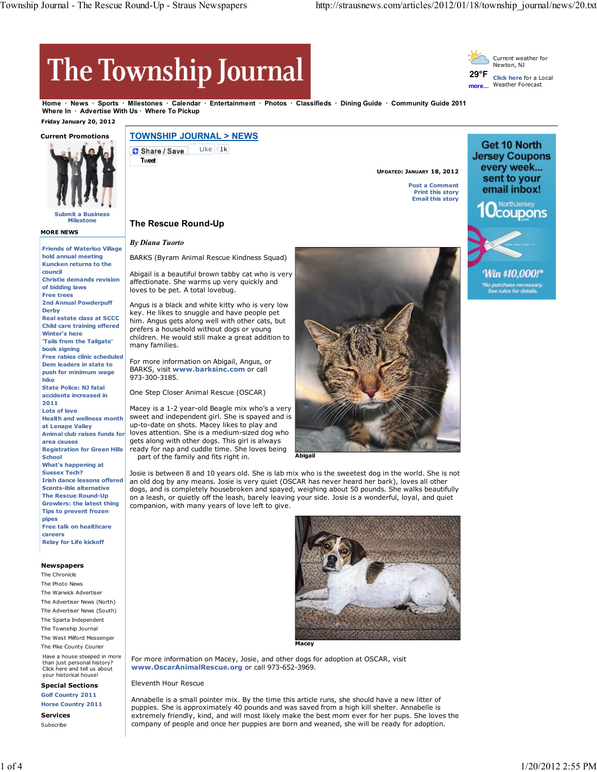# The Township Journal

Current weather for Newton, NJ
29°F
Click here for a Local Weather Forecast
more...

Home · News · Sports · Milestones · Calendar · Entertainment · Photos · Classifieds · Dining Guide · Community Guide 2011
Where In · Advertise With Us · Where To Pickup

Friday January 20, 2012

**Current Promotions**

Submit a Business Milestone

**MORE NEWS**

- Friends of Waterloo Village hold annual meeting
- Kuncken returns to the council
- Christie demands revision of bidding laws
- Free trees
- 2nd Annual Powderpuff Derby
- Real estate class at SCCC
- Child care training offered
- Winter's here
- 'Tails from the Tailgate' book signing
- Free rabies clinic scheduled
- Dem leaders in state to push for minimum wage hike
- State Police: NJ fatal accidents increased in 2011
- Lots of love
- Health and wellness month at Lenape Valley
- Animal club raises funds for area causes
- Registration for Green Hills School
- What's happening at Sussex Tech?
- Irish dance lessons offered
- Scents-ible alternative
- The Rescue Round-Up
- Growlers: the latest thing
- Tips to prevent frozen pipes
- Free talk on healthcare careers
- Relay for Life kickoff

**Newspapers**

- The Chronicle
- The Photo News
- The Warwick Advertiser
- The Advertiser News (North)
- The Advertiser News (South)
- The Sparta Independent
- The Township Journal
- The West Milford Messenger
- The Pike County Courier

Have a house steeped in more than just personal history? Click here and tell us about your historical house!

**Special Sections**

- Golf Country 2011
- Horse Country 2011

**Services**

- Subscribe

## TOWNSHIP JOURNAL > NEWS

Share / Save · Like 1k · Tweet

UPDATED: JANUARY 18, 2012

Post a Comment
Print this story
Email this story

Get 10 North Jersey Coupons every week... sent to your email inbox! NorthJersey 10coupons.com Win $10,000!* *No purchase necessary. See rules for details.

## The Rescue Round-Up

***By Diana Tuorto***

BARKS (Byram Animal Rescue Kindness Squad)

Abigail is a beautiful brown tabby cat who is very affectionate. She warms up very quickly and loves to be pet. A total lovebug.

Angus is a black and white kitty who is very low key. He likes to snuggle and have people pet him. Angus gets along well with other cats, but prefers a household without dogs or young children. He would still make a great addition to many families.

For more information on Abigail, Angus, or BARKS, visit **www.barksinc.com** or call 973-300-3185.

Abigail

One Step Closer Animal Rescue (OSCAR)

Macey is a 1-2 year-old Beagle mix who's a very sweet and independent girl. She is spayed and is up-to-date on shots. Macey likes to play and loves attention. She is a medium-sized dog who gets along with other dogs. This girl is always ready for nap and cuddle time. She loves being part of the family and fits right in.

Josie is between 8 and 10 years old. She is lab mix who is the sweetest dog in the world. She is not an old dog by any means. Josie is very quiet (OSCAR has never heard her bark), loves all other dogs, and is completely housebroken and spayed, weighing about 50 pounds. She walks beautifully on a leash, or quietly off the leash, barely leaving your side. Josie is a wonderful, loyal, and quiet companion, with many years of love left to give.

Macey

For more information on Macey, Josie, and other dogs for adoption at OSCAR, visit **www.OscarAnimalRescue.org** or call 973-652-3969.

Eleventh Hour Rescue

Annabelle is a small pointer mix. By the time this article runs, she should have a new litter of puppies. She is approximately 40 pounds and was saved from a high kill shelter. Annabelle is extremely friendly, kind, and will most likely make the best mom ever for her pups. She loves the company of people and once her puppies are born and weaned, she will be ready for adoption.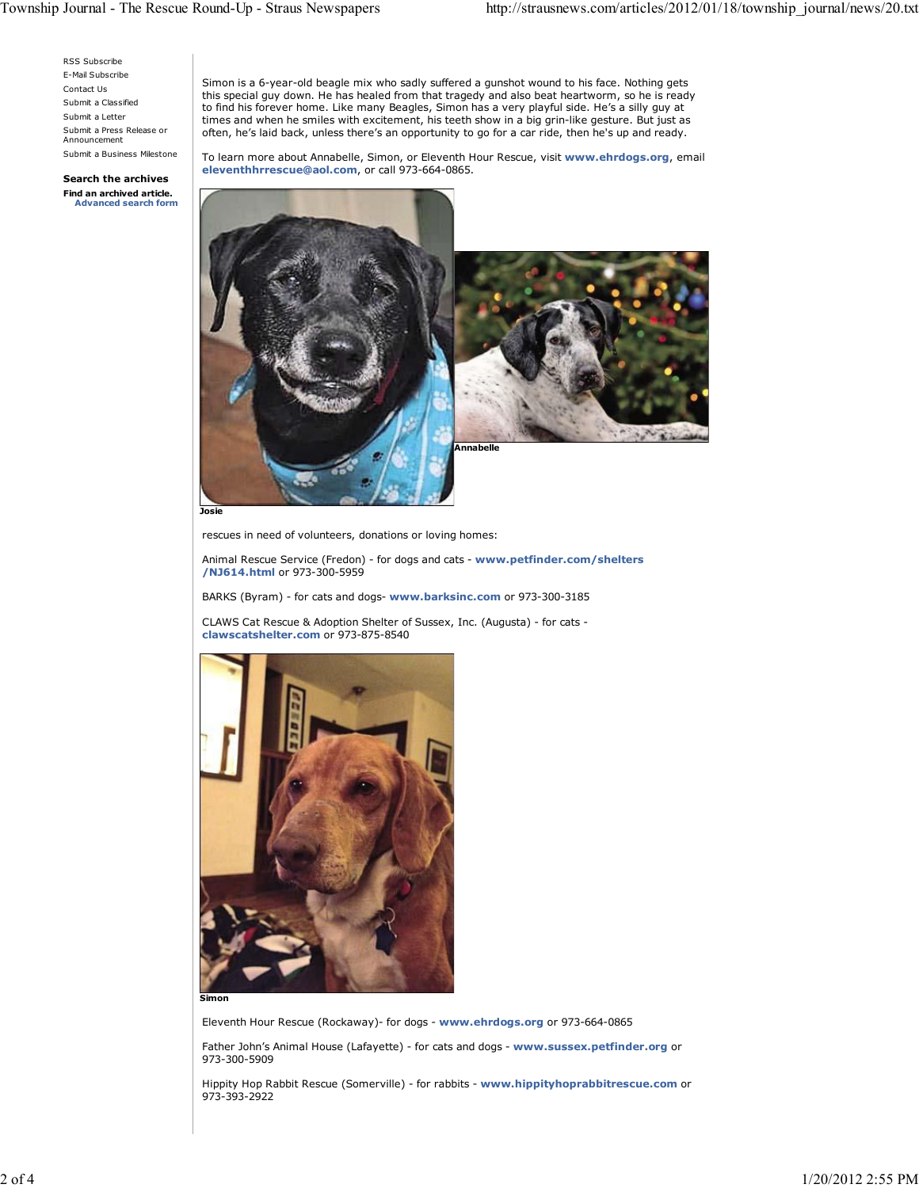RSS Subscribe

E-Mail Subscribe

Contact Us

Submit a Classified

Submit a Letter

Submit a Press Release or Announcement

Submit a Business Milestone

**Search the archives**

**Find an archived article.**
**Advanced search form**

Simon is a 6-year-old beagle mix who sadly suffered a gunshot wound to his face. Nothing gets this special guy down. He has healed from that tragedy and also beat heartworm, so he is ready to find his forever home. Like many Beagles, Simon has a very playful side. He's a silly guy at times and when he smiles with excitement, his teeth show in a big grin-like gesture. But just as often, he's laid back, unless there's an opportunity to go for a car ride, then he's up and ready.

To learn more about Annabelle, Simon, or Eleventh Hour Rescue, visit **www.ehrdogs.org**, email **eleventhhrrescue@aol.com**, or call 973-664-0865.

**Josie**

**Annabelle**

rescues in need of volunteers, donations or loving homes:

Animal Rescue Service (Fredon) - for dogs and cats - **www.petfinder.com/shelters/NJ614.html** or 973-300-5959

BARKS (Byram) - for cats and dogs- **www.barksinc.com** or 973-300-3185

CLAWS Cat Rescue & Adoption Shelter of Sussex, Inc. (Augusta) - for cats - **clawscatshelter.com** or 973-875-8540

**Simon**

Eleventh Hour Rescue (Rockaway)- for dogs - **www.ehrdogs.org** or 973-664-0865

Father John's Animal House (Lafayette) - for cats and dogs - **www.sussex.petfinder.org** or 973-300-5909

Hippity Hop Rabbit Rescue (Somerville) - for rabbits - **www.hippityhoprabbitrescue.com** or 973-393-2922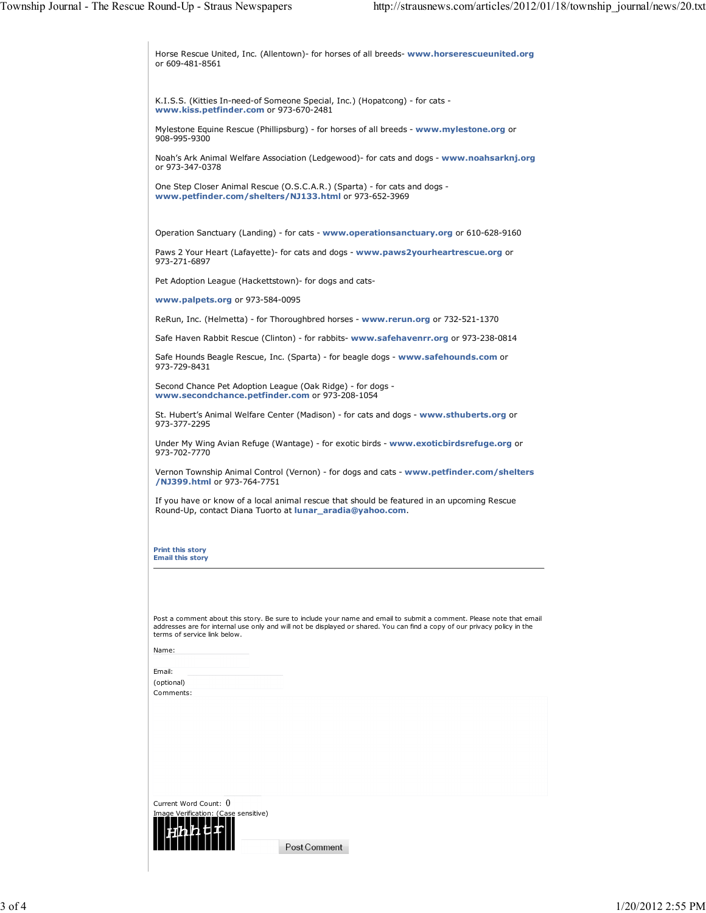Horse Rescue United, Inc. (Allentown)- for horses of all breeds- **www.horserescueunited.org** or 609-481-8561

K.I.S.S. (Kitties In-need-of Someone Special, Inc.) (Hopatcong) - for cats - **www.kiss.petfinder.com** or 973-670-2481

Mylestone Equine Rescue (Phillipsburg) - for horses of all breeds - **www.mylestone.org** or 908-995-9300

Noah's Ark Animal Welfare Association (Ledgewood)- for cats and dogs - **www.noahsarknj.org** or 973-347-0378

One Step Closer Animal Rescue (O.S.C.A.R.) (Sparta) - for cats and dogs - **www.petfinder.com/shelters/NJ133.html** or 973-652-3969

Operation Sanctuary (Landing) - for cats - **www.operationsanctuary.org** or 610-628-9160

Paws 2 Your Heart (Lafayette)- for cats and dogs - **www.paws2yourheartrescue.org** or 973-271-6897

Pet Adoption League (Hackettstown)- for dogs and cats-

**www.palpets.org** or 973-584-0095

ReRun, Inc. (Helmetta) - for Thoroughbred horses - **www.rerun.org** or 732-521-1370

Safe Haven Rabbit Rescue (Clinton) - for rabbits- **www.safehavenrr.org** or 973-238-0814

Safe Hounds Beagle Rescue, Inc. (Sparta) - for beagle dogs - **www.safehounds.com** or 973-729-8431

Second Chance Pet Adoption League (Oak Ridge) - for dogs - **www.secondchance.petfinder.com** or 973-208-1054

St. Hubert's Animal Welfare Center (Madison) - for cats and dogs - **www.sthuberts.org** or 973-377-2295

Under My Wing Avian Refuge (Wantage) - for exotic birds - **www.exoticbirdsrefuge.org** or 973-702-7770

Vernon Township Animal Control (Vernon) - for dogs and cats - **www.petfinder.com/shelters/NJ399.html** or 973-764-7751

If you have or know of a local animal rescue that should be featured in an upcoming Rescue Round-Up, contact Diana Tuorto at **lunar_aradia@yahoo.com**.

**Print this story**
**Email this story**

---

Post a comment about this story. Be sure to include your name and email to submit a comment. Please note that email addresses are for internal use only and will not be displayed or shared. You can find a copy of our privacy policy in the terms of service link below.

Name:

Email:
(optional)
Comments:

Current Word Count: 0
Image Verification: (Case sensitive)

Post Comment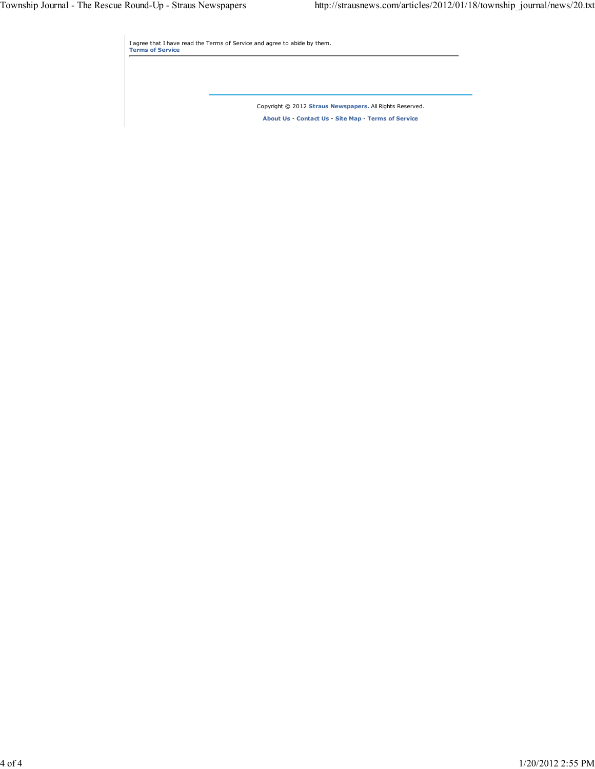I agree that I have read the Terms of Service and agree to abide by them.
**Terms of Service**

---

Copyright © 2012 **Straus Newspapers.** All Rights Reserved.

**About Us** - **Contact Us** - **Site Map** - **Terms of Service**